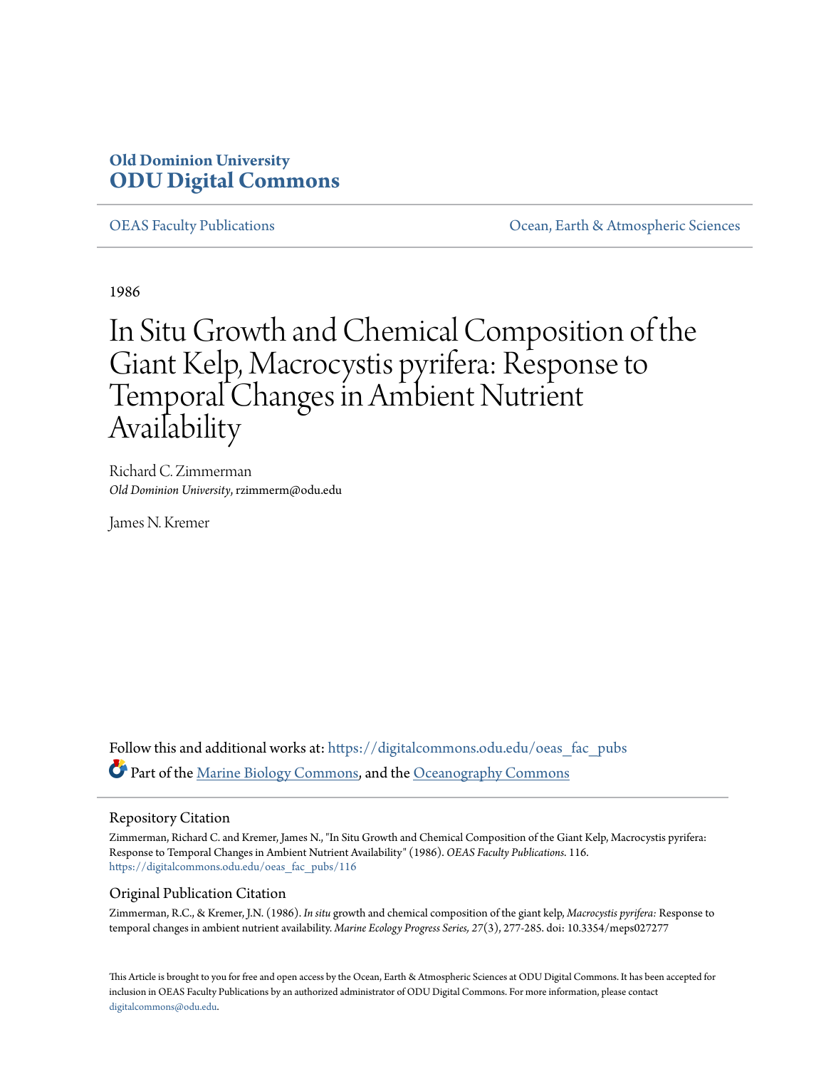# Old Dominion University
# ODU Digital Commons

OEAS Faculty Publications | Ocean, Earth & Atmospheric Sciences

1986

# In Situ Growth and Chemical Composition of the Giant Kelp, Macrocystis pyrifera: Response to Temporal Changes in Ambient Nutrient Availability

Richard C. Zimmerman
*Old Dominion University*, rzimmerm@odu.edu

James N. Kremer

Follow this and additional works at: https://digitalcommons.odu.edu/oeas_fac_pubs

Part of the Marine Biology Commons, and the Oceanography Commons

## Repository Citation

Zimmerman, Richard C. and Kremer, James N., "In Situ Growth and Chemical Composition of the Giant Kelp, Macrocystis pyrifera: Response to Temporal Changes in Ambient Nutrient Availability" (1986). *OEAS Faculty Publications*. 116.
https://digitalcommons.odu.edu/oeas_fac_pubs/116

## Original Publication Citation

Zimmerman, R.C., & Kremer, J.N. (1986). *In situ* growth and chemical composition of the giant kelp, *Macrocystis pyrifera:* Response to temporal changes in ambient nutrient availability. *Marine Ecology Progress Series, 27*(3), 277-285. doi: 10.3354/meps027277

This Article is brought to you for free and open access by the Ocean, Earth & Atmospheric Sciences at ODU Digital Commons. It has been accepted for inclusion in OEAS Faculty Publications by an authorized administrator of ODU Digital Commons. For more information, please contact digitalcommons@odu.edu.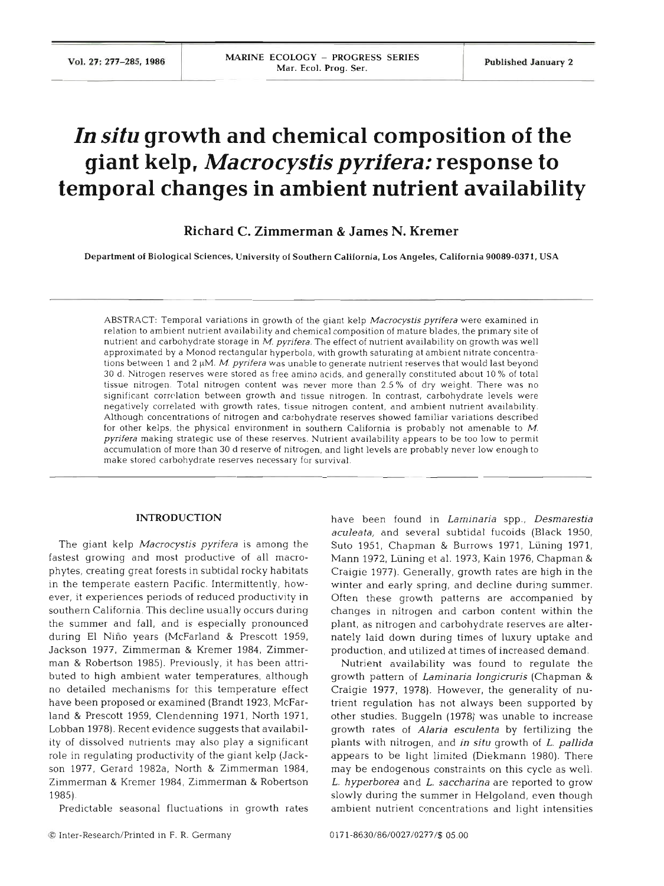# *In situ* growth and chemical composition of the giant kelp, *Macrocystis pyrifera*: response to temporal changes in ambient nutrient availability

**Richard C. Zimmerman & James N. Kremer**

**Department of Biological Sciences, University of Southern California, Los Angeles, California 90089-0371, USA**

ABSTRACT: Temporal variations in growth of the giant kelp *Macrocystis pyrifera* were examined in relation to ambient nutrient availability and chemical composition of mature blades, the primary site of nutrient and carbohydrate storage in *M. pyrifera*. The effect of nutrient availability on growth was well approximated by a Monod rectangular hyperbola, with growth saturating at ambient nitrate concentrations between 1 and 2 µM. *M. pyrifera* was unable to generate nutrient reserves that would last beyond 30 d. Nitrogen reserves were stored as free amino acids, and generally constituted about 10 % of total tissue nitrogen. Total nitrogen content was never more than 2.5 % of dry weight. There was no significant correlation between growth and tissue nitrogen. In contrast, carbohydrate levels were negatively correlated with growth rates, tissue nitrogen content, and ambient nutrient availability. Although concentrations of nitrogen and carbohydrate reserves showed familiar variations described for other kelps, the physical environment in southern California is probably not amenable to *M. pyrifera* making strategic use of these reserves. Nutrient availability appears to be too low to permit accumulation of more than 30 d reserve of nitrogen, and light levels are probably never low enough to make stored carbohydrate reserves necessary for survival.

## INTRODUCTION

The giant kelp *Macrocystis pyrifera* is among the fastest growing and most productive of all macrophytes, creating great forests in subtidal rocky habitats in the temperate eastern Pacific. Intermittently, however, it experiences periods of reduced productivity in southern California. This decline usually occurs during the summer and fall, and is especially pronounced during El Niño years (McFarland & Prescott 1959, Jackson 1977, Zimmerman & Kremer 1984, Zimmerman & Robertson 1985). Previously, it has been attributed to high ambient water temperatures, although no detailed mechanisms for this temperature effect have been proposed or examined (Brandt 1923, McFarland & Prescott 1959, Clendenning 1971, North 1971, Lobban 1978). Recent evidence suggests that availability of dissolved nutrients may also play a significant role in regulating productivity of the giant kelp (Jackson 1977, Gerard 1982a, North & Zimmerman 1984, Zimmerman & Kremer 1984, Zimmerman & Robertson 1985).

Predictable seasonal fluctuations in growth rates have been found in *Laminaria* spp., *Desmarestia aculeata*, and several subtidal fucoids (Black 1950, Suto 1951, Chapman & Burrows 1971, Lüning 1971, Mann 1972, Lüning et al. 1973, Kain 1976, Chapman & Craigie 1977). Generally, growth rates are high in the winter and early spring, and decline during summer. Often these growth patterns are accompanied by changes in nitrogen and carbon content within the plant, as nitrogen and carbohydrate reserves are alternately laid down during times of luxury uptake and production, and utilized at times of increased demand.

Nutrient availability was found to regulate the growth pattern of *Laminaria longicruris* (Chapman & Craigie 1977, 1978). However, the generality of nutrient regulation has not always been supported by other studies. Buggeln (1978) was unable to increase growth rates of *Alaria esculenta* by fertilizing the plants with nitrogen, and *in situ* growth of *L. pallida* appears to be light limited (Diekmann 1980). There may be endogenous constraints on this cycle as well. *L. hyperborea* and *L. saccharina* are reported to grow slowly during the summer in Helgoland, even though ambient nutrient concentrations and light intensities

© Inter-Research/Printed in F. R. Germany

0171-8630/86/0027/0277/$ 05.00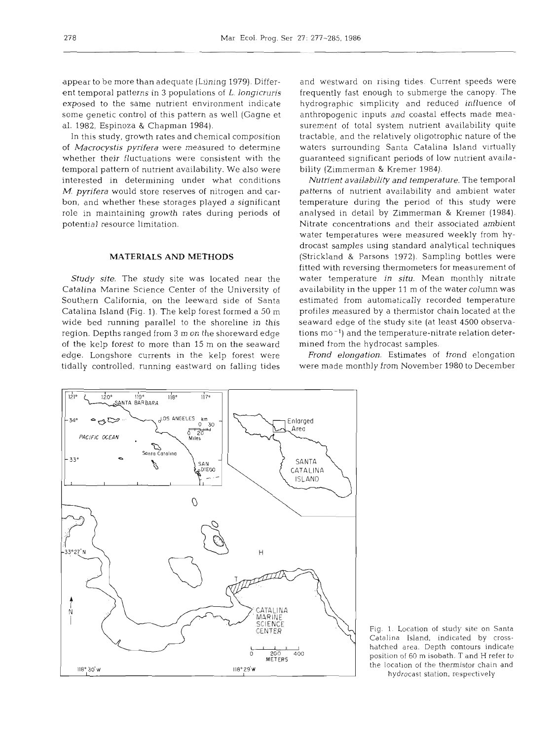appear to be more than adequate (Lüning 1979). Different temporal patterns in 3 populations of *L. longicruris* exposed to the same nutrient environment indicate some genetic control of this pattern as well (Gagne et al. 1982, Espinoza & Chapman 1984).

In this study, growth rates and chemical composition of *Macrocystis pyrifera* were measured to determine whether their fluctuations were consistent with the temporal pattern of nutrient availability. We also were interested in determining under what conditions *M. pyrifera* would store reserves of nitrogen and carbon, and whether these storages played a significant role in maintaining growth rates during periods of potential resource limitation.

## MATERIALS AND METHODS

*Study site.* The study site was located near the Catalina Marine Science Center of the University of Southern California, on the leeward side of Santa Catalina Island (Fig. 1). The kelp forest formed a 50 m wide bed running parallel to the shoreline in this region. Depths ranged from 3 m on the shoreward edge of the kelp forest to more than 15 m on the seaward edge. Longshore currents in the kelp forest were tidally controlled, running eastward on falling tides and westward on rising tides. Current speeds were frequently fast enough to submerge the canopy. The hydrographic simplicity and reduced influence of anthropogenic inputs and coastal effects made measurement of total system nutrient availability quite tractable, and the relatively oligotrophic nature of the waters surrounding Santa Catalina Island virtually guaranteed significant periods of low nutrient availability (Zimmerman & Kremer 1984).

*Nutrient availability and temperature.* The temporal patterns of nutrient availability and ambient water temperature during the period of this study were analysed in detail by Zimmerman & Kremer (1984). Nitrate concentrations and their associated ambient water temperatures were measured weekly from hydrocast samples using standard analytical techniques (Strickland & Parsons 1972). Sampling bottles were fitted with reversing thermometers for measurement of water temperature *in situ*. Mean monthly nitrate availability in the upper 11 m of the water column was estimated from automatically recorded temperature profiles measured by a thermistor chain located at the seaward edge of the study site (at least 4500 observations $mo^{-1}$) and the temperature-nitrate relation determined from the hydrocast samples.

*Frond elongation.* Estimates of frond elongation were made monthly from November 1980 to December

Fig. 1. Location of study site on Santa Catalina Island, indicated by cross-hatched area. Depth contours indicate position of 60 m isobath. T and H refer to the location of the thermistor chain and hydrocast station, respectively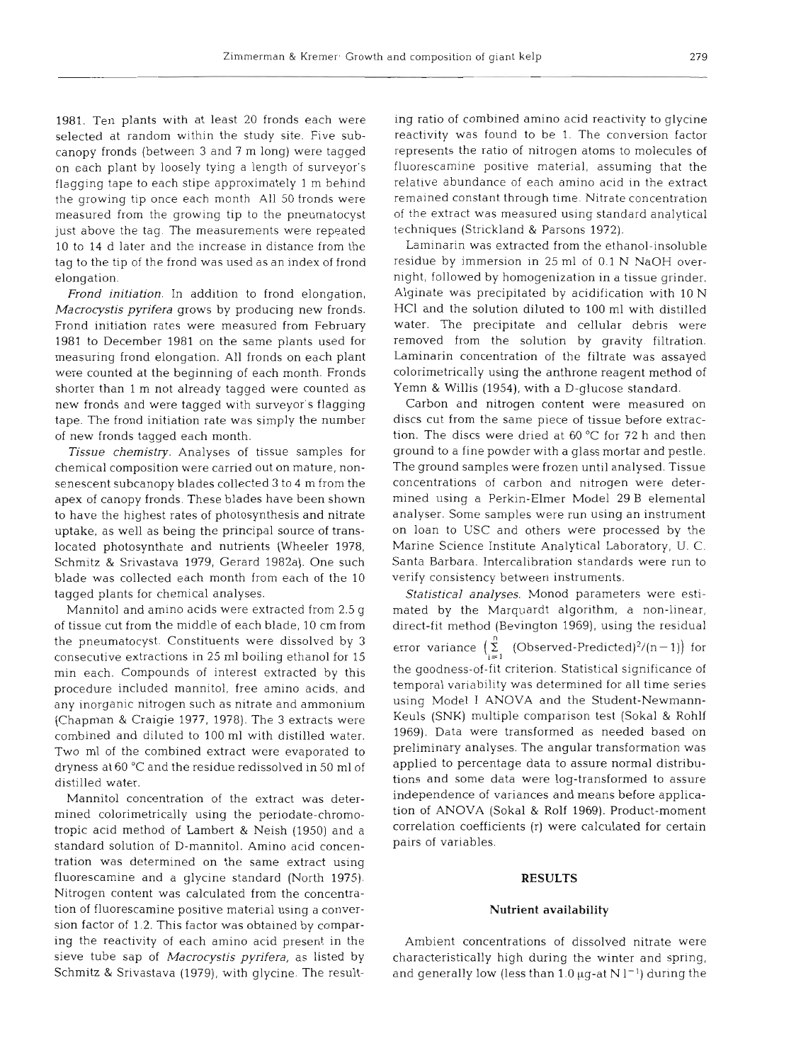1981. Ten plants with at least 20 fronds each were selected at random within the study site. Five subcanopy fronds (between 3 and 7 m long) were tagged on each plant by loosely tying a length of surveyor's flagging tape to each stipe approximately 1 m behind the growing tip once each month All 50 fronds were measured from the growing tip to the pneumatocyst just above the tag. The measurements were repeated 10 to 14 d later and the increase in distance from the tag to the tip of the frond was used as an index of frond elongation.

*Frond initiation*. In addition to frond elongation, *Macrocystis pyrifera* grows by producing new fronds. Frond initiation rates were measured from February 1981 to December 1981 on the same plants used for measuring frond elongation. All fronds on each plant were counted at the beginning of each month. Fronds shorter than 1 m not already tagged were counted as new fronds and were tagged with surveyor's flagging tape. The frond initiation rate was simply the number of new fronds tagged each month.

*Tissue chemistry*. Analyses of tissue samples for chemical composition were carried out on mature, non-senescent subcanopy blades collected 3 to 4 m from the apex of canopy fronds. These blades have been shown to have the highest rates of photosynthesis and nitrate uptake, as well as being the principal source of translocated photosynthate and nutrients (Wheeler 1978, Schmitz & Srivastava 1979, Gerard 1982a). One such blade was collected each month from each of the 10 tagged plants for chemical analyses.

Mannitol and amino acids were extracted from 2.5 g of tissue cut from the middle of each blade, 10 cm from the pneumatocyst. Constituents were dissolved by 3 consecutive extractions in 25 ml boiling ethanol for 15 min each. Compounds of interest extracted by this procedure included mannitol, free amino acids, and any inorganic nitrogen such as nitrate and ammonium (Chapman & Craigie 1977, 1978). The 3 extracts were combined and diluted to 100 ml with distilled water. Two ml of the combined extract were evaporated to dryness at 60 °C and the residue redissolved in 50 ml of distilled water.

Mannitol concentration of the extract was determined colorimetrically using the periodate-chromotropic acid method of Lambert & Neish (1950) and a standard solution of D-mannitol. Amino acid concentration was determined on the same extract using fluorescamine and a glycine standard (North 1975). Nitrogen content was calculated from the concentration of fluorescamine positive material using a conversion factor of 1.2. This factor was obtained by comparing the reactivity of each amino acid present in the sieve tube sap of *Macrocystis pyrifera*, as listed by Schmitz & Srivastava (1979), with glycine. The resulting ratio of combined amino acid reactivity to glycine reactivity was found to be 1. The conversion factor represents the ratio of nitrogen atoms to molecules of fluorescamine positive material, assuming that the relative abundance of each amino acid in the extract remained constant through time. Nitrate concentration of the extract was measured using standard analytical techniques (Strickland & Parsons 1972).

Laminarin was extracted from the ethanol-insoluble residue by immersion in 25 ml of 0.1 N NaOH overnight, followed by homogenization in a tissue grinder. Alginate was precipitated by acidification with 10 N HCl and the solution diluted to 100 ml with distilled water. The precipitate and cellular debris were removed from the solution by gravity filtration. Laminarin concentration of the filtrate was assayed colorimetrically using the anthrone reagent method of Yemn & Willis (1954), with a D-glucose standard.

Carbon and nitrogen content were measured on discs cut from the same piece of tissue before extraction. The discs were dried at 60 °C for 72 h and then ground to a fine powder with a glass mortar and pestle. The ground samples were frozen until analysed. Tissue concentrations of carbon and nitrogen were determined using a Perkin-Elmer Model 29 B elemental analyser. Some samples were run using an instrument on loan to USC and others were processed by the Marine Science Institute Analytical Laboratory, U. C. Santa Barbara. Intercalibration standards were run to verify consistency between instruments.

*Statistical analyses*. Monod parameters were estimated by the Marquardt algorithm, a non-linear, direct-fit method (Bevington 1969), using the residual error variance $\left(\sum_{i=1}^{n} (\text{Observed-Predicted})^2/(n-1)\right)$ for the goodness-of-fit criterion. Statistical significance of temporal variability was determined for all time series using Model I ANOVA and the Student-Newmann-Keuls (SNK) multiple comparison test (Sokal & Rohlf 1969). Data were transformed as needed based on preliminary analyses. The angular transformation was applied to percentage data to assure normal distributions and some data were log-transformed to assure independence of variances and means before application of ANOVA (Sokal & Rolf 1969). Product-moment correlation coefficients (r) were calculated for certain pairs of variables.

## RESULTS

### Nutrient availability

Ambient concentrations of dissolved nitrate were characteristically high during the winter and spring, and generally low (less than 1.0 μg-at N $l^{-1}$) during the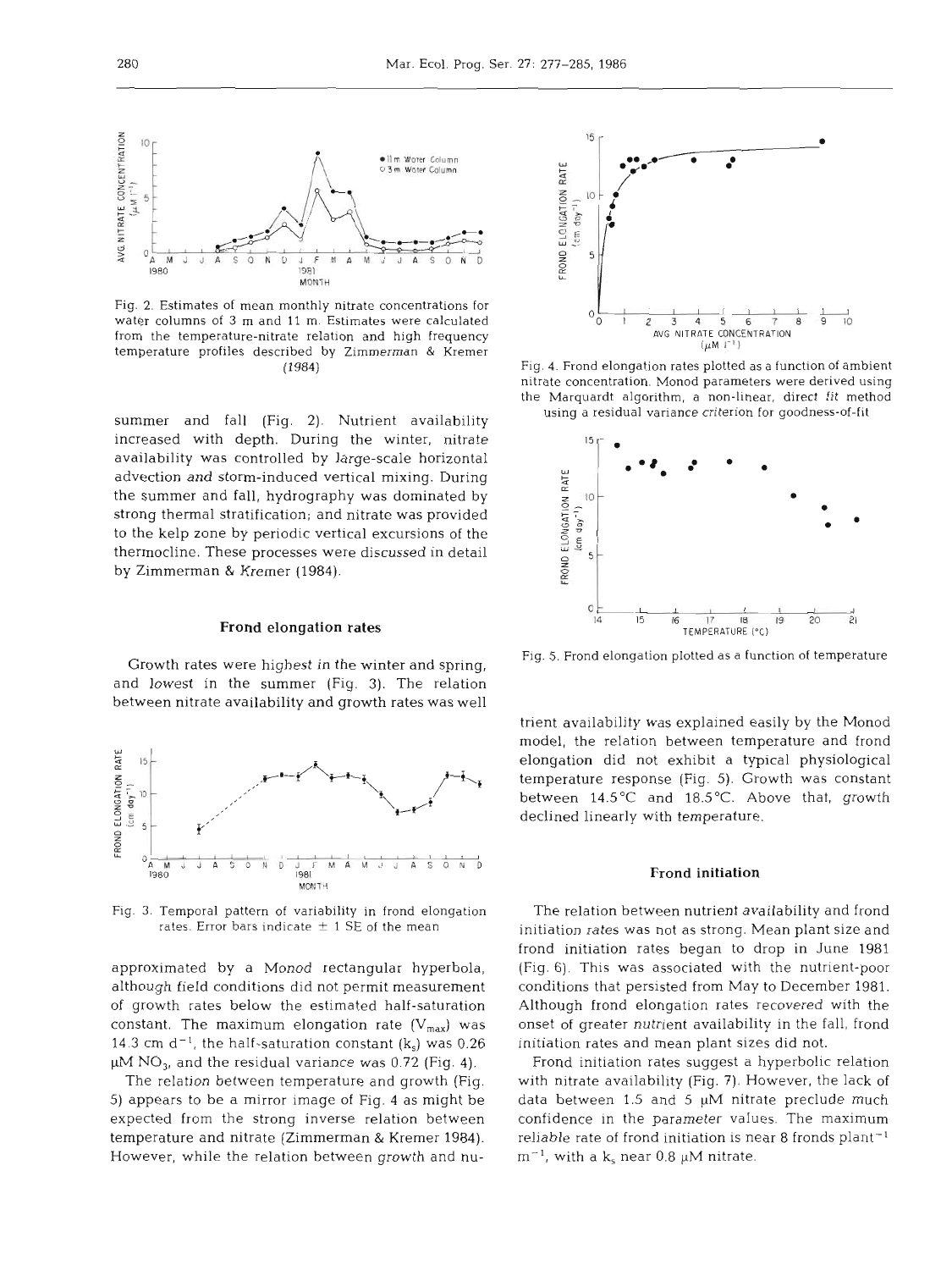Fig. 2. Estimates of mean monthly nitrate concentrations for water columns of 3 m and 11 m. Estimates were calculated from the temperature-nitrate relation and high frequency temperature profiles described by Zimmerman & Kremer (1984)

summer and fall (Fig. 2). Nutrient availability increased with depth. During the winter, nitrate availability was controlled by large-scale horizontal advection and storm-induced vertical mixing. During the summer and fall, hydrography was dominated by strong thermal stratification; and nitrate was provided to the kelp zone by periodic vertical excursions of the thermocline. These processes were discussed in detail by Zimmerman & Kremer (1984).

## Frond elongation rates

Growth rates were highest in the winter and spring, and lowest in the summer (Fig. 3). The relation between nitrate availability and growth rates was well approximated by a Monod rectangular hyperbola, although field conditions did not permit measurement of growth rates below the estimated half-saturation constant. The maximum elongation rate ($V_{max}$) was 14.3 cm $d^{-1}$, the half-saturation constant ($k_s$) was 0.26 $\mu M$ $NO_3$, and the residual variance was 0.72 (Fig. 4).

Fig. 3. Temporal pattern of variability in frond elongation rates. Error bars indicate $\pm$ 1 SE of the mean

The relation between temperature and growth (Fig. 5) appears to be a mirror image of Fig. 4 as might be expected from the strong inverse relation between temperature and nitrate (Zimmerman & Kremer 1984). However, while the relation between growth and nutrient availability was explained easily by the Monod model, the relation between temperature and frond elongation did not exhibit a typical physiological temperature response (Fig. 5). Growth was constant between 14.5 °C and 18.5 °C. Above that, growth declined linearly with temperature.

Fig. 4. Frond elongation rates plotted as a function of ambient nitrate concentration. Monod parameters were derived using the Marquardt algorithm, a non-linear, direct fit method using a residual variance criterion for goodness-of-fit

Fig. 5. Frond elongation plotted as a function of temperature

## Frond initiation

The relation between nutrient availability and frond initiation rates was not as strong. Mean plant size and frond initiation rates began to drop in June 1981 (Fig. 6). This was associated with the nutrient-poor conditions that persisted from May to December 1981. Although frond elongation rates recovered with the onset of greater nutrient availability in the fall, frond initiation rates and mean plant sizes did not.

Frond initiation rates suggest a hyperbolic relation with nitrate availability (Fig. 7). However, the lack of data between 1.5 and 5 $\mu M$ nitrate preclude much confidence in the parameter values. The maximum reliable rate of frond initiation is near 8 fronds plant$^{-1}$ m$^{-1}$, with a $k_s$ near 0.8 $\mu M$ nitrate.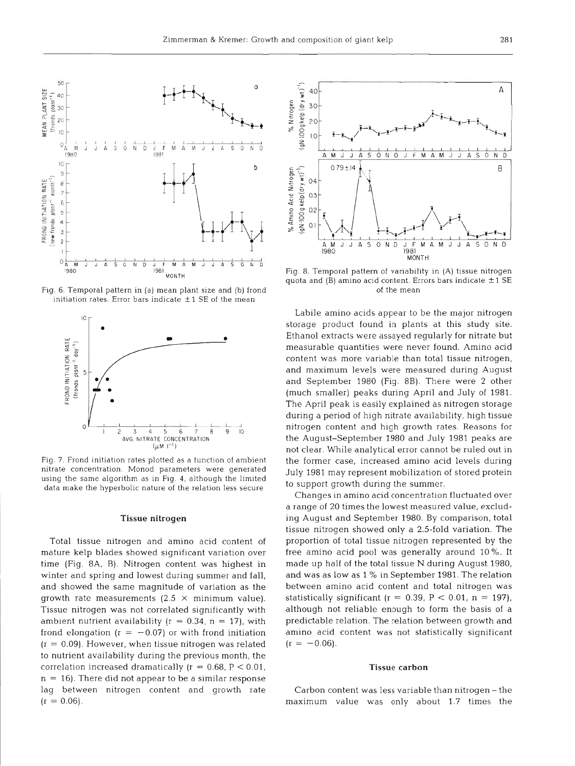Fig. 6. Temporal pattern in (a) mean plant size and (b) frond initiation rates. Error bars indicate ±1 SE of the mean

Fig. 7. Frond initiation rates plotted as a function of ambient nitrate concentration. Monod parameters were generated using the same algorithm as in Fig. 4, although the limited data make the hyperbolic nature of the relation less secure

## Tissue nitrogen

Total tissue nitrogen and amino acid content of mature kelp blades showed significant variation over time (Fig. 8A, B). Nitrogen content was highest in winter and spring and lowest during summer and fall, and showed the same magnitude of variation as the growth rate measurements (2.5 × minimum value). Tissue nitrogen was not correlated significantly with ambient nutrient availability ($r = 0.34$, $n = 17$), with frond elongation ($r = -0.07$) or with frond initiation ($r = 0.09$). However, when tissue nitrogen was related to nutrient availability during the previous month, the correlation increased dramatically ($r = 0.68$, $P < 0.01$, $n = 16$). There did not appear to be a similar response lag between nitrogen content and growth rate ($r = 0.06$).

Fig. 8. Temporal pattern of variability in (A) tissue nitrogen quota and (B) amino acid content. Errors bars indicate ±1 SE of the mean

Labile amino acids appear to be the major nitrogen storage product found in plants at this study site. Ethanol extracts were assayed regularly for nitrate but measurable quantities were never found. Amino acid content was more variable than total tissue nitrogen, and maximum levels were measured during August and September 1980 (Fig. 8B). There were 2 other (much smaller) peaks during April and July of 1981. The April peak is easily explained as nitrogen storage during a period of high nitrate availability, high tissue nitrogen content and high growth rates. Reasons for the August–September 1980 and July 1981 peaks are not clear. While analytical error cannot be ruled out in the former case, increased amino acid levels during July 1981 may represent mobilization of stored protein to support growth during the summer.

Changes in amino acid concentration fluctuated over a range of 20 times the lowest measured value, excluding August and September 1980. By comparison, total tissue nitrogen showed only a 2.5-fold variation. The proportion of total tissue nitrogen represented by the free amino acid pool was generally around 10 %. It made up half of the total tissue N during August 1980, and was as low as 1 % in September 1981. The relation between amino acid content and total nitrogen was statistically significant ($r = 0.39$, $P < 0.01$, $n = 197$), although not reliable enough to form the basis of a predictable relation. The relation between growth and amino acid content was not statistically significant ($r = -0.06$).

## Tissue carbon

Carbon content was less variable than nitrogen – the maximum value was only about 1.7 times the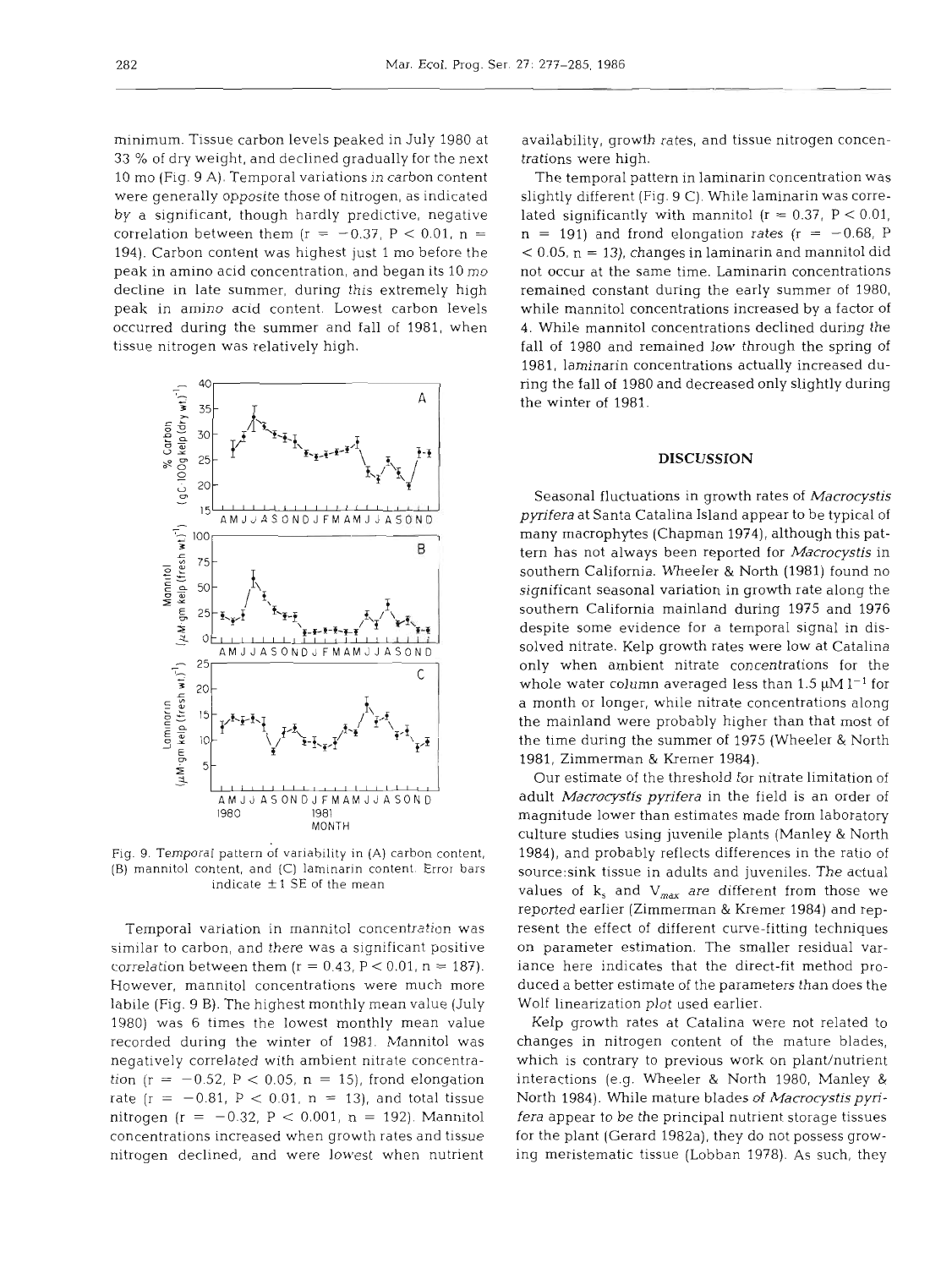minimum. Tissue carbon levels peaked in July 1980 at 33 % of dry weight, and declined gradually for the next 10 mo (Fig. 9 A). Temporal variations in carbon content were generally opposite those of nitrogen, as indicated by a significant, though hardly predictive, negative correlation between them ($r = -0.37$, $P < 0.01$, $n = 194$). Carbon content was highest just 1 mo before the peak in amino acid concentration, and began its 10 mo decline in late summer, during this extremely high peak in amino acid content. Lowest carbon levels occurred during the summer and fall of 1981, when tissue nitrogen was relatively high.

Fig. 9. Temporal pattern of variability in (A) carbon content, (B) mannitol content, and (C) laminarin content. Error bars indicate ±1 SE of the mean

Temporal variation in mannitol concentration was similar to carbon, and there was a significant positive correlation between them ($r = 0.43$, $P < 0.01$, $n = 187$). However, mannitol concentrations were much more labile (Fig. 9 B). The highest monthly mean value (July 1980) was 6 times the lowest monthly mean value recorded during the winter of 1981. Mannitol was negatively correlated with ambient nitrate concentration ($r = -0.52$, $P < 0.05$, $n = 15$), frond elongation rate ($r = -0.81$, $P < 0.01$, $n = 13$), and total tissue nitrogen ($r = -0.32$, $P < 0.001$, $n = 192$). Mannitol concentrations increased when growth rates and tissue nitrogen declined, and were lowest when nutrient availability, growth rates, and tissue nitrogen concentrations were high.

The temporal pattern in laminarin concentration was slightly different (Fig. 9 C). While laminarin was correlated significantly with mannitol ($r = 0.37$, $P < 0.01$, $n = 191$) and frond elongation rates ($r = -0.68$, $P < 0.05$, $n = 13$), changes in laminarin and mannitol did not occur at the same time. Laminarin concentrations remained constant during the early summer of 1980, while mannitol concentrations increased by a factor of 4. While mannitol concentrations declined during the fall of 1980 and remained low through the spring of 1981, laminarin concentrations actually increased during the fall of 1980 and decreased only slightly during the winter of 1981.

## DISCUSSION

Seasonal fluctuations in growth rates of *Macrocystis pyrifera* at Santa Catalina Island appear to be typical of many macrophytes (Chapman 1974), although this pattern has not always been reported for *Macrocystis* in southern California. Wheeler & North (1981) found no significant seasonal variation in growth rate along the southern California mainland during 1975 and 1976 despite some evidence for a temporal signal in dissolved nitrate. Kelp growth rates were low at Catalina only when ambient nitrate concentrations for the whole water column averaged less than 1.5 $\mu M\ l^{-1}$ for a month or longer, while nitrate concentrations along the mainland were probably higher than that most of the time during the summer of 1975 (Wheeler & North 1981, Zimmerman & Kremer 1984).

Our estimate of the threshold for nitrate limitation of adult *Macrocystis pyrifera* in the field is an order of magnitude lower than estimates made from laboratory culture studies using juvenile plants (Manley & North 1984), and probably reflects differences in the ratio of source:sink tissue in adults and juveniles. The actual values of $k_s$ and $V_{max}$ are different from those we reported earlier (Zimmerman & Kremer 1984) and represent the effect of different curve-fitting techniques on parameter estimation. The smaller residual variance here indicates that the direct-fit method produced a better estimate of the parameters than does the Wolf linearization plot used earlier.

Kelp growth rates at Catalina were not related to changes in nitrogen content of the mature blades, which is contrary to previous work on plant/nutrient interactions (e.g. Wheeler & North 1980, Manley & North 1984). While mature blades of *Macrocystis pyrifera* appear to be the principal nutrient storage tissues for the plant (Gerard 1982a), they do not possess growing meristematic tissue (Lobban 1978). As such, they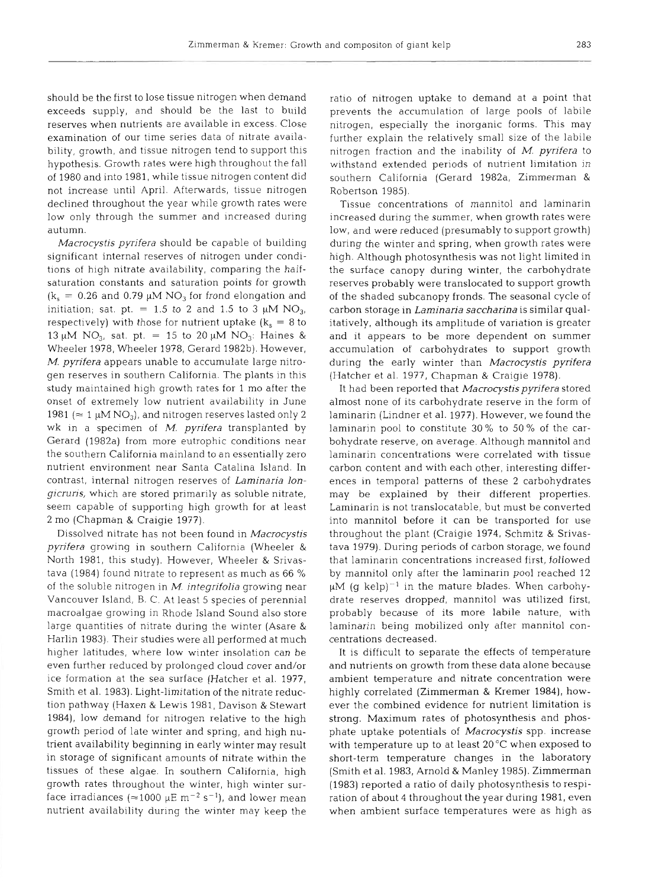should be the first to lose tissue nitrogen when demand exceeds supply, and should be the last to build reserves when nutrients are available in excess. Close examination of our time series data of nitrate availability, growth, and tissue nitrogen tend to support this hypothesis. Growth rates were high throughout the fall of 1980 and into 1981, while tissue nitrogen content did not increase until April. Afterwards, tissue nitrogen declined throughout the year while growth rates were low only through the summer and increased during autumn.

*Macrocystis pyrifera* should be capable of building significant internal reserves of nitrogen under conditions of high nitrate availability, comparing the half-saturation constants and saturation points for growth ($k_s$ = 0.26 and 0.79 µM $NO_3$ for frond elongation and initiation; sat. pt. = 1.5 to 2 and 1.5 to 3 µM $NO_3$, respectively) with those for nutrient uptake ($k_s$ = 8 to 13 µM $NO_3$, sat. pt. = 15 to 20 µM $NO_3$: Haines & Wheeler 1978, Wheeler 1978, Gerard 1982b). However, *M. pyrifera* appears unable to accumulate large nitrogen reserves in southern California. The plants in this study maintained high growth rates for 1 mo after the onset of extremely low nutrient availability in June 1981 (≈ 1 µM $NO_3$), and nitrogen reserves lasted only 2 wk in a specimen of *M. pyrifera* transplanted by Gerard (1982a) from more eutrophic conditions near the southern California mainland to an essentially zero nutrient environment near Santa Catalina Island. In contrast, internal nitrogen reserves of *Laminaria longicruris*, which are stored primarily as soluble nitrate, seem capable of supporting high growth for at least 2 mo (Chapman & Craigie 1977).

Dissolved nitrate has not been found in *Macrocystis pyrifera* growing in southern California (Wheeler & North 1981, this study). However, Wheeler & Srivastava (1984) found nitrate to represent as much as 66 % of the soluble nitrogen in *M. integrifolia* growing near Vancouver Island, B. C. At least 5 species of perennial macroalgae growing in Rhode Island Sound also store large quantities of nitrate during the winter (Asare & Harlin 1983). Their studies were all performed at much higher latitudes, where low winter insolation can be even further reduced by prolonged cloud cover and/or ice formation at the sea surface (Hatcher et al. 1977, Smith et al. 1983). Light-limitation of the nitrate reduction pathway (Haxen & Lewis 1981, Davison & Stewart 1984), low demand for nitrogen relative to the high growth period of late winter and spring, and high nutrient availability beginning in early winter may result in storage of significant amounts of nitrate within the tissues of these algae. In southern California, high growth rates throughout the winter, high winter surface irradiances (≈1000 µE $m^{-2}$ $s^{-1}$), and lower mean nutrient availability during the winter may keep the ratio of nitrogen uptake to demand at a point that prevents the accumulation of large pools of labile nitrogen, especially the inorganic forms. This may further explain the relatively small size of the labile nitrogen fraction and the inability of *M. pyrifera* to withstand extended periods of nutrient limitation in southern California (Gerard 1982a, Zimmerman & Robertson 1985).

Tissue concentrations of mannitol and laminarin increased during the summer, when growth rates were low, and were reduced (presumably to support growth) during the winter and spring, when growth rates were high. Although photosynthesis was not light limited in the surface canopy during winter, the carbohydrate reserves probably were translocated to support growth of the shaded subcanopy fronds. The seasonal cycle of carbon storage in *Laminaria saccharina* is similar qualitatively, although its amplitude of variation is greater and it appears to be more dependent on summer accumulation of carbohydrates to support growth during the early winter than *Macrocystis pyrifera* (Hatcher et al. 1977, Chapman & Craigie 1978).

It had been reported that *Macrocystis pyrifera* stored almost none of its carbohydrate reserve in the form of laminarin (Lindner et al. 1977). However, we found the laminarin pool to constitute 30 % to 50 % of the carbohydrate reserve, on average. Although mannitol and laminarin concentrations were correlated with tissue carbon content and with each other, interesting differences in temporal patterns of these 2 carbohydrates may be explained by their different properties. Laminarin is not translocatable, but must be converted into mannitol before it can be transported for use throughout the plant (Craigie 1974, Schmitz & Srivastava 1979). During periods of carbon storage, we found that laminarin concentrations increased first, followed by mannitol only after the laminarin pool reached 12 µM (g kelp)$^{-1}$ in the mature blades. When carbohydrate reserves dropped, mannitol was utilized first, probably because of its more labile nature, with laminarin being mobilized only after mannitol concentrations decreased.

It is difficult to separate the effects of temperature and nutrients on growth from these data alone because ambient temperature and nitrate concentration were highly correlated (Zimmerman & Kremer 1984), however the combined evidence for nutrient limitation is strong. Maximum rates of photosynthesis and phosphate uptake potentials of *Macrocystis* spp. increase with temperature up to at least 20 °C when exposed to short-term temperature changes in the laboratory (Smith et al. 1983, Arnold & Manley 1985). Zimmerman (1983) reported a ratio of daily photosynthesis to respiration of about 4 throughout the year during 1981, even when ambient surface temperatures were as high as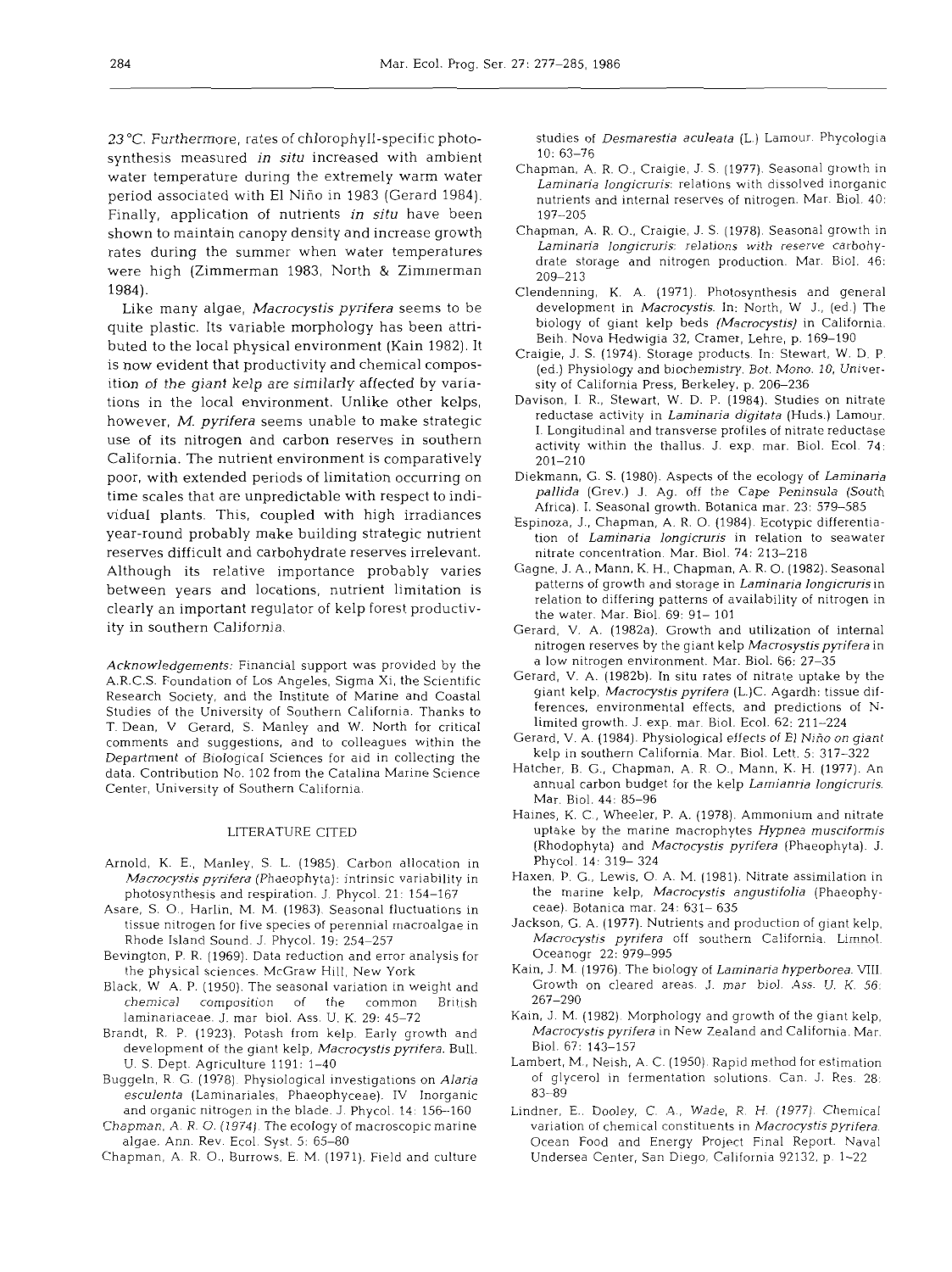23 °C. Furthermore, rates of chlorophyll-specific photosynthesis measured *in situ* increased with ambient water temperature during the extremely warm water period associated with El Niño in 1983 (Gerard 1984). Finally, application of nutrients *in situ* have been shown to maintain canopy density and increase growth rates during the summer when water temperatures were high (Zimmerman 1983, North & Zimmerman 1984).

Like many algae, *Macrocystis pyrifera* seems to be quite plastic. Its variable morphology has been attributed to the local physical environment (Kain 1982). It is now evident that productivity and chemical composition of the giant kelp are similarly affected by variations in the local environment. Unlike other kelps, however, *M. pyrifera* seems unable to make strategic use of its nitrogen and carbon reserves in southern California. The nutrient environment is comparatively poor, with extended periods of limitation occurring on time scales that are unpredictable with respect to individual plants. This, coupled with high irradiances year-round probably make building strategic nutrient reserves difficult and carbohydrate reserves irrelevant. Although its relative importance probably varies between years and locations, nutrient limitation is clearly an important regulator of kelp forest productivity in southern California.

*Acknowledgements:* Financial support was provided by the A.R.C.S. Foundation of Los Angeles, Sigma Xi, the Scientific Research Society, and the Institute of Marine and Coastal Studies of the University of Southern California. Thanks to T. Dean, V. Gerard, S. Manley and W. North for critical comments and suggestions, and to colleagues within the Department of Biological Sciences for aid in collecting the data. Contribution No. 102 from the Catalina Marine Science Center, University of Southern California.

## LITERATURE CITED

Arnold, K. E., Manley, S. L. (1985). Carbon allocation in *Macrocystis pyrifera* (Phaeophyta): intrinsic variability in photosynthesis and respiration. J. Phycol. 21: 154–167

Asare, S. O., Harlin, M. M. (1983). Seasonal fluctuations in tissue nitrogen for five species of perennial macroalgae in Rhode Island Sound. J. Phycol. 19: 254–257

Bevington, P. R. (1969). Data reduction and error analysis for the physical sciences. McGraw Hill, New York

Black, W. A. P. (1950). The seasonal variation in weight and chemical composition of the common British laminariaceae. J. mar. biol. Ass. U. K. 29: 45–72

Brandt, R. P. (1923). Potash from kelp. Early growth and development of the giant kelp, *Macrocystis pyrifera*. Bull. U. S. Dept. Agriculture 1191: 1–40

Buggeln, R. G. (1978). Physiological investigations on *Alaria esculenta* (Laminariales, Phaeophyceae). IV Inorganic and organic nitrogen in the blade. J. Phycol. 14: 156–160

Chapman, A. R. O. (1974). The ecology of macroscopic marine algae. Ann. Rev. Ecol. Syst. 5: 65–80

Chapman, A. R. O., Burrows, E. M. (1971). Field and culture studies of *Desmarestia aculeata* (L.) Lamour. Phycologia 10: 63–76

Chapman, A. R. O., Craigie, J. S. (1977). Seasonal growth in *Laminaria longicruris*: relations with dissolved inorganic nutrients and internal reserves of nitrogen. Mar. Biol. 40: 197–205

Chapman, A. R. O., Craigie, J. S. (1978). Seasonal growth in *Laminaria longicruris*: relations with reserve carbohydrate storage and nitrogen production. Mar. Biol. 46: 209–213

Clendenning, K. A. (1971). Photosynthesis and general development in *Macrocystis*. In: North, W. J., (ed.) The biology of giant kelp beds (*Macrocystis*) in California. Beih. Nova Hedwigia 32, Cramer, Lehre, p. 169–190

Craigie, J. S. (1974). Storage products. In: Stewart, W. D. P. (ed.) Physiology and biochemistry. Bot. Mono. 10, University of California Press, Berkeley, p. 206–236

Davison, I. R., Stewart, W. D. P. (1984). Studies on nitrate reductase activity in *Laminaria digitata* (Huds.) Lamour. I. Longitudinal and transverse profiles of nitrate reductase activity within the thallus. J. exp. mar. Biol. Ecol. 74: 201–210

Diekmann, G. S. (1980). Aspects of the ecology of *Laminaria pallida* (Grev.) J. Ag. off the Cape Peninsula (South Africa). I. Seasonal growth. Botanica mar. 23: 579–585

Espinoza, J., Chapman, A. R. O. (1984). Ecotypic differentiation of *Laminaria longicruris* in relation to seawater nitrate concentration. Mar. Biol. 74: 213–218

Gagne, J. A., Mann, K. H., Chapman, A. R. O. (1982). Seasonal patterns of growth and storage in *Laminaria longicruris* in relation to differing patterns of availability of nitrogen in the water. Mar. Biol. 69: 91–101

Gerard, V. A. (1982a). Growth and utilization of internal nitrogen reserves by the giant kelp *Macrosystis pyrifera* in a low nitrogen environment. Mar. Biol. 66: 27–35

Gerard, V. A. (1982b). In situ rates of nitrate uptake by the giant kelp, *Macrocystis pyrifera* (L.)C. Agardh: tissue differences, environmental effects, and predictions of N-limited growth. J. exp. mar. Biol. Ecol. 62: 211–224

Gerard, V. A. (1984). Physiological effects of El Niño on giant kelp in southern California. Mar. Biol. Lett. 5: 317–322

Hatcher, B. G., Chapman, A. R. O., Mann, K. H. (1977). An annual carbon budget for the kelp *Lamianria longicruris*. Mar. Biol. 44: 85–96

Haines, K. C., Wheeler, P. A. (1978). Ammonium and nitrate uptake by the marine macrophytes *Hypnea musciformis* (Rhodophyta) and *Macrocystis pyrifera* (Phaeophyta). J. Phycol. 14: 319–324

Haxen, P. G., Lewis, O. A. M. (1981). Nitrate assimilation in the marine kelp, *Macrocystis angustifolia* (Phaeophyceae). Botanica mar. 24: 631–635

Jackson, G. A. (1977). Nutrients and production of giant kelp, *Macrocystis pyrifera* off southern California. Limnol. Oceanogr. 22: 979–995

Kain, J. M. (1976). The biology of *Laminaria hyperborea*. VIII. Growth on cleared areas. J. mar. biol. Ass. U. K. 56: 267–290

Kain, J. M. (1982). Morphology and growth of the giant kelp, *Macrocystis pyrifera* in New Zealand and California. Mar. Biol. 67: 143–157

Lambert, M., Neish, A. C. (1950). Rapid method for estimation of glycerol in fermentation solutions. Can. J. Res. 28: 83–89

Lindner, E., Dooley, C. A., Wade, R. H. (1977). Chemical variation of chemical constituents in *Macrocystis pyrifera*. Ocean Food and Energy Project Final Report. Naval Undersea Center, San Diego, California 92132, p. 1–22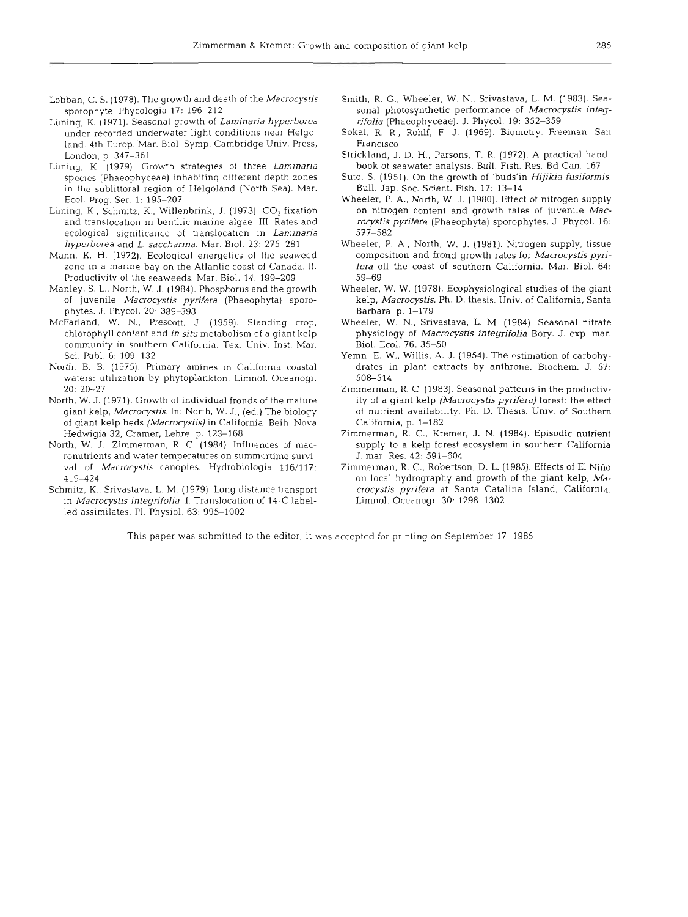Lobban, C. S. (1978). The growth and death of the *Macrocystis* sporophyte. Phycologia 17: 196–212

Lüning, K. (1971). Seasonal growth of *Laminaria hyperborea* under recorded underwater light conditions near Helgoland. 4th Europ. Mar. Biol. Symp. Cambridge Univ. Press, London, p. 347–361

Lüning, K. (1979). Growth strategies of three *Laminaria* species (Phaeophyceae) inhabiting different depth zones in the sublittoral region of Helgoland (North Sea). Mar. Ecol. Prog. Ser. 1: 195–207

Lüning, K., Schmitz, K., Willenbrink, J. (1973). $CO_2$ fixation and translocation in benthic marine algae. III. Rates and ecological significance of translocation in *Laminaria hyperborea* and *L. saccharina*. Mar. Biol. 23: 275–281

Mann, K. H. (1972). Ecological energetics of the seaweed zone in a marine bay on the Atlantic coast of Canada. II. Productivity of the seaweeds. Mar. Biol. 14: 199–209

Manley, S. L., North, W. J. (1984). Phosphorus and the growth of juvenile *Macrocystis pyrifera* (Phaeophyta) sporophytes. J. Phycol. 20: 389–393

McFarland, W. N., Prescott, J. (1959). Standing crop, chlorophyll content and *in situ* metabolism of a giant kelp community in southern California. Tex. Univ. Inst. Mar. Sci. Publ. 6: 109–132

North, B. B. (1975). Primary amines in California coastal waters: utilization by phytoplankton. Limnol. Oceanogr. 20: 20–27

North, W. J. (1971). Growth of individual fronds of the mature giant kelp, *Macrocystis*. In: North, W. J., (ed.) The biology of giant kelp beds *(Macrocystis)* in California. Beih. Nova Hedwigia 32, Cramer, Lehre, p. 123–168

North, W. J., Zimmerman, R. C. (1984). Influences of macronutrients and water temperatures on summertime survival of *Macrocystis* canopies. Hydrobiologia 116/117: 419–424

Schmitz, K., Srivastava, L. M. (1979). Long distance transport in *Macrocystis integrifolia*. I. Translocation of 14-C labelled assimilates. Pl. Physiol. 63: 995–1002

Smith, R. G., Wheeler, W. N., Srivastava, L. M. (1983). Seasonal photosynthetic performance of *Macrocystis integrifolia* (Phaeophyceae). J. Phycol. 19: 352–359

Sokal, R. R., Rohlf, F. J. (1969). Biometry. Freeman, San Francisco

Strickland, J. D. H., Parsons, T. R. (1972). A practical handbook of seawater analysis. Bull. Fish. Res. Bd Can. 167

Suto, S. (1951). On the growth of 'buds'in *Hijikia fusiformis*. Bull. Jap. Soc. Scient. Fish. 17: 13–14

Wheeler, P. A., North, W. J. (1980). Effect of nitrogen supply on nitrogen content and growth rates of juvenile *Macrocystis pyrifera* (Phaeophyta) sporophytes. J. Phycol. 16: 577–582

Wheeler, P. A., North, W. J. (1981). Nitrogen supply, tissue composition and frond growth rates for *Macrocystis pyrifera* off the coast of southern California. Mar. Biol. 64: 59–69

Wheeler, W. W. (1978). Ecophysiological studies of the giant kelp, *Macrocystis*. Ph. D. thesis. Univ. of California, Santa Barbara, p. 1–179

Wheeler, W. N., Srivastava, L. M. (1984). Seasonal nitrate physiology of *Macrocystis integrifolia* Bory. J. exp. mar. Biol. Ecol. 76: 35–50

Yemn, E. W., Willis, A. J. (1954). The estimation of carbohydrates in plant extracts by anthrone. Biochem. J. 57: 508–514

Zimmerman, R. C. (1983). Seasonal patterns in the productivity of a giant kelp *(Macrocystis pyrifera)* forest: the effect of nutrient availability. Ph. D. Thesis. Univ. of Southern California, p. 1–182

Zimmerman, R. C., Kremer, J. N. (1984). Episodic nutrient supply to a kelp forest ecosystem in southern California J. mar. Res. 42: 591–604

Zimmerman, R. C., Robertson, D. L. (1985). Effects of El Niño on local hydrography and growth of the giant kelp, *Macrocystis pyrifera* at Santa Catalina Island, California. Limnol. Oceanogr. 30: 1298–1302

This paper was submitted to the editor; it was accepted for printing on September 17, 1985